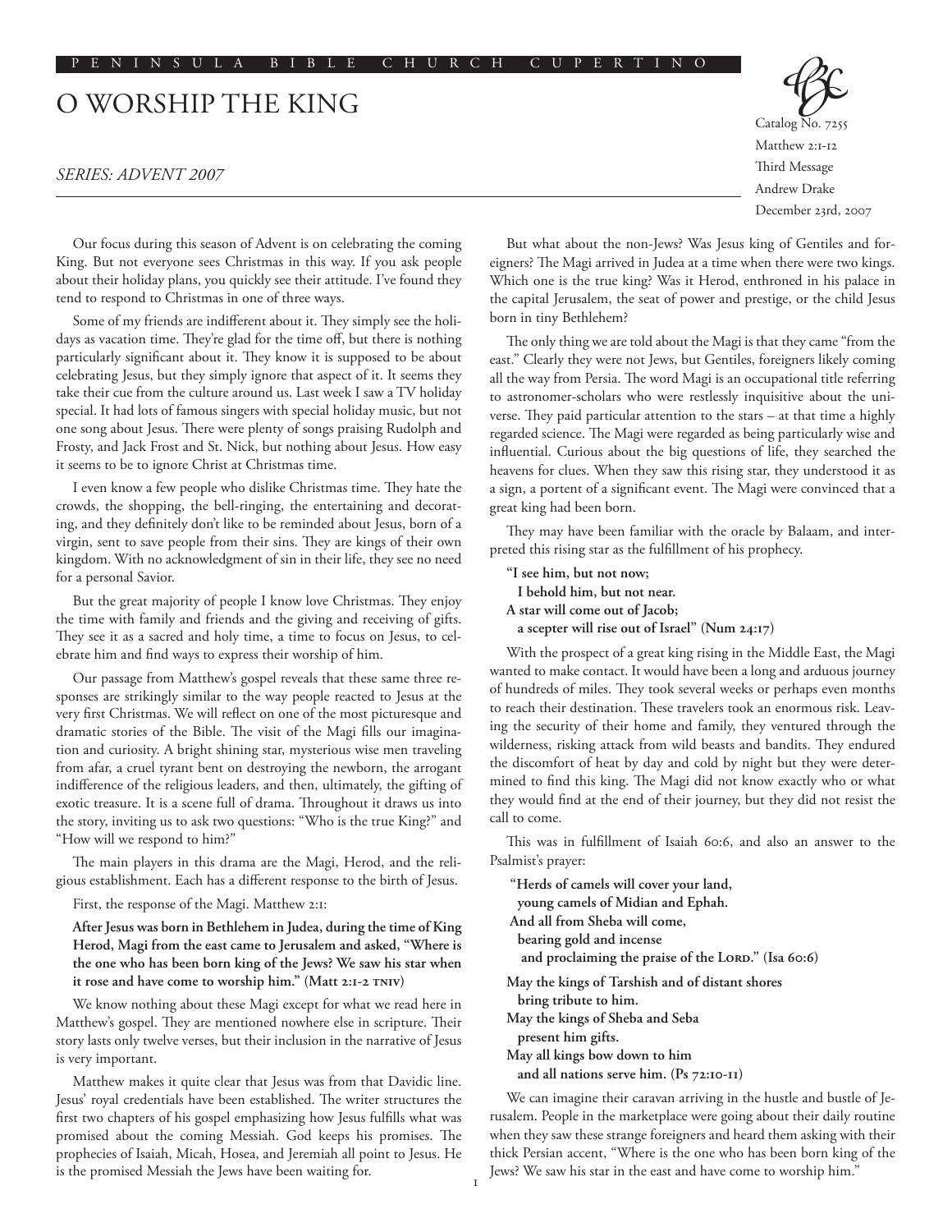PENINSULA BIBLE CHURCH CUPERTINO

# O WORSHIP THE KING

*SERIES: ADVENT 2007*

Catalog No. 7255
Matthew 2:1-12
Third Message
Andrew Drake
December 23rd, 2007

Our focus during this season of Advent is on celebrating the coming King. But not everyone sees Christmas in this way. If you ask people about their holiday plans, you quickly see their attitude. I've found they tend to respond to Christmas in one of three ways.

Some of my friends are indifferent about it. They simply see the holidays as vacation time. They're glad for the time off, but there is nothing particularly significant about it. They know it is supposed to be about celebrating Jesus, but they simply ignore that aspect of it. It seems they take their cue from the culture around us. Last week I saw a TV holiday special. It had lots of famous singers with special holiday music, but not one song about Jesus. There were plenty of songs praising Rudolph and Frosty, and Jack Frost and St. Nick, but nothing about Jesus. How easy it seems to be to ignore Christ at Christmas time.

I even know a few people who dislike Christmas time. They hate the crowds, the shopping, the bell-ringing, the entertaining and decorating, and they definitely don't like to be reminded about Jesus, born of a virgin, sent to save people from their sins. They are kings of their own kingdom. With no acknowledgment of sin in their life, they see no need for a personal Savior.

But the great majority of people I know love Christmas. They enjoy the time with family and friends and the giving and receiving of gifts. They see it as a sacred and holy time, a time to focus on Jesus, to celebrate him and find ways to express their worship of him.

Our passage from Matthew's gospel reveals that these same three responses are strikingly similar to the way people reacted to Jesus at the very first Christmas. We will reflect on one of the most picturesque and dramatic stories of the Bible. The visit of the Magi fills our imagination and curiosity. A bright shining star, mysterious wise men traveling from afar, a cruel tyrant bent on destroying the newborn, the arrogant indifference of the religious leaders, and then, ultimately, the gifting of exotic treasure. It is a scene full of drama. Throughout it draws us into the story, inviting us to ask two questions: "Who is the true King?" and "How will we respond to him?"

The main players in this drama are the Magi, Herod, and the religious establishment. Each has a different response to the birth of Jesus.

First, the response of the Magi. Matthew 2:1:

**After Jesus was born in Bethlehem in Judea, during the time of King Herod, Magi from the east came to Jerusalem and asked, "Where is the one who has been born king of the Jews? We saw his star when it rose and have come to worship him." (Matt 2:1-2 TNIV)**

We know nothing about these Magi except for what we read here in Matthew's gospel. They are mentioned nowhere else in scripture. Their story lasts only twelve verses, but their inclusion in the narrative of Jesus is very important.

Matthew makes it quite clear that Jesus was from that Davidic line. Jesus' royal credentials have been established. The writer structures the first two chapters of his gospel emphasizing how Jesus fulfills what was promised about the coming Messiah. God keeps his promises. The prophecies of Isaiah, Micah, Hosea, and Jeremiah all point to Jesus. He is the promised Messiah the Jews have been waiting for.

But what about the non-Jews? Was Jesus king of Gentiles and foreigners? The Magi arrived in Judea at a time when there were two kings. Which one is the true king? Was it Herod, enthroned in his palace in the capital Jerusalem, the seat of power and prestige, or the child Jesus born in tiny Bethlehem?

The only thing we are told about the Magi is that they came "from the east." Clearly they were not Jews, but Gentiles, foreigners likely coming all the way from Persia. The word Magi is an occupational title referring to astronomer-scholars who were restlessly inquisitive about the universe. They paid particular attention to the stars – at that time a highly regarded science. The Magi were regarded as being particularly wise and influential. Curious about the big questions of life, they searched the heavens for clues. When they saw this rising star, they understood it as a sign, a portent of a significant event. The Magi were convinced that a great king had been born.

They may have been familiar with the oracle by Balaam, and interpreted this rising star as the fulfillment of his prophecy.

**"I see him, but not now;**
**I behold him, but not near.**
**A star will come out of Jacob;**
**a scepter will rise out of Israel" (Num 24:17)**

With the prospect of a great king rising in the Middle East, the Magi wanted to make contact. It would have been a long and arduous journey of hundreds of miles. They took several weeks or perhaps even months to reach their destination. These travelers took an enormous risk. Leaving the security of their home and family, they ventured through the wilderness, risking attack from wild beasts and bandits. They endured the discomfort of heat by day and cold by night but they were determined to find this king. The Magi did not know exactly who or what they would find at the end of their journey, but they did not resist the call to come.

This was in fulfillment of Isaiah 60:6, and also an answer to the Psalmist's prayer:

**"Herds of camels will cover your land,**
**young camels of Midian and Ephah.**
**And all from Sheba will come,**
**bearing gold and incense**
**and proclaiming the praise of the LORD." (Isa 60:6)**

**May the kings of Tarshish and of distant shores**
**bring tribute to him.**
**May the kings of Sheba and Seba**
**present him gifts.**
**May all kings bow down to him**
**and all nations serve him. (Ps 72:10-11)**

We can imagine their caravan arriving in the hustle and bustle of Jerusalem. People in the marketplace were going about their daily routine when they saw these strange foreigners and heard them asking with their thick Persian accent, "Where is the one who has been born king of the Jews? We saw his star in the east and have come to worship him."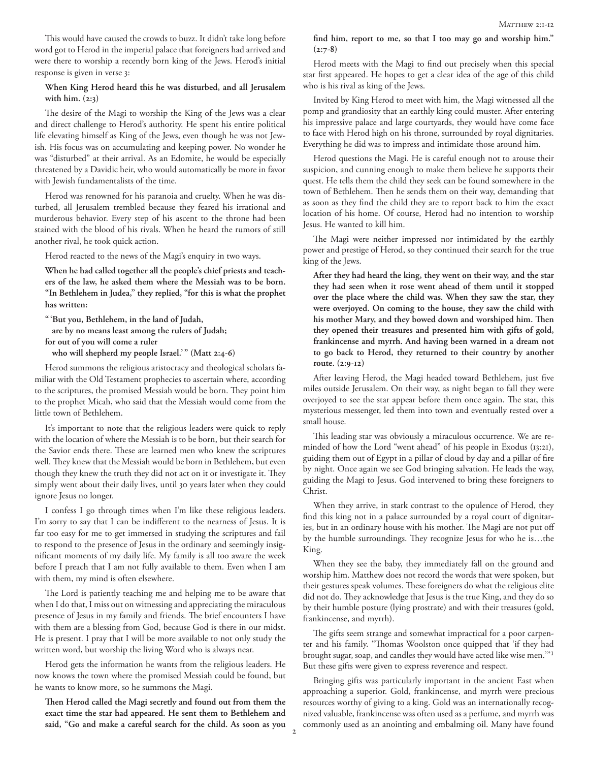This would have caused the crowds to buzz. It didn't take long before word got to Herod in the imperial palace that foreigners had arrived and were there to worship a recently born king of the Jews. Herod's initial response is given in verse 3:

**When King Herod heard this he was disturbed, and all Jerusalem with him. (2:3)**

The desire of the Magi to worship the King of the Jews was a clear and direct challenge to Herod's authority. He spent his entire political life elevating himself as King of the Jews, even though he was not Jewish. His focus was on accumulating and keeping power. No wonder he was "disturbed" at their arrival. As an Edomite, he would be especially threatened by a Davidic heir, who would automatically be more in favor with Jewish fundamentalists of the time.

Herod was renowned for his paranoia and cruelty. When he was disturbed, all Jerusalem trembled because they feared his irrational and murderous behavior. Every step of his ascent to the throne had been stained with the blood of his rivals. When he heard the rumors of still another rival, he took quick action.

Herod reacted to the news of the Magi's enquiry in two ways.

**When he had called together all the people's chief priests and teachers of the law, he asked them where the Messiah was to be born. "In Bethlehem in Judea," they replied, "for this is what the prophet has written:**

**" 'But you, Bethlehem, in the land of Judah,**
**are by no means least among the rulers of Judah;**
**for out of you will come a ruler**
**who will shepherd my people Israel.' " (Matt 2:4-6)**

Herod summons the religious aristocracy and theological scholars familiar with the Old Testament prophecies to ascertain where, according to the scriptures, the promised Messiah would be born. They point him to the prophet Micah, who said that the Messiah would come from the little town of Bethlehem.

It's important to note that the religious leaders were quick to reply with the location of where the Messiah is to be born, but their search for the Savior ends there. These are learned men who knew the scriptures well. They knew that the Messiah would be born in Bethlehem, but even though they knew the truth they did not act on it or investigate it. They simply went about their daily lives, until 30 years later when they could ignore Jesus no longer.

I confess I go through times when I'm like these religious leaders. I'm sorry to say that I can be indifferent to the nearness of Jesus. It is far too easy for me to get immersed in studying the scriptures and fail to respond to the presence of Jesus in the ordinary and seemingly insignificant moments of my daily life. My family is all too aware the week before I preach that I am not fully available to them. Even when I am with them, my mind is often elsewhere.

The Lord is patiently teaching me and helping me to be aware that when I do that, I miss out on witnessing and appreciating the miraculous presence of Jesus in my family and friends. The brief encounters I have with them are a blessing from God, because God is there in our midst. He is present. I pray that I will be more available to not only study the written word, but worship the living Word who is always near.

Herod gets the information he wants from the religious leaders. He now knows the town where the promised Messiah could be found, but he wants to know more, so he summons the Magi.

**Then Herod called the Magi secretly and found out from them the exact time the star had appeared. He sent them to Bethlehem and said, "Go and make a careful search for the child. As soon as you find him, report to me, so that I too may go and worship him." (2:7-8)**

Herod meets with the Magi to find out precisely when this special star first appeared. He hopes to get a clear idea of the age of this child who is his rival as king of the Jews.

Invited by King Herod to meet with him, the Magi witnessed all the pomp and grandiosity that an earthly king could muster. After entering his impressive palace and large courtyards, they would have come face to face with Herod high on his throne, surrounded by royal dignitaries. Everything he did was to impress and intimidate those around him.

Herod questions the Magi. He is careful enough not to arouse their suspicion, and cunning enough to make them believe he supports their quest. He tells them the child they seek can be found somewhere in the town of Bethlehem. Then he sends them on their way, demanding that as soon as they find the child they are to report back to him the exact location of his home. Of course, Herod had no intention to worship Jesus. He wanted to kill him.

The Magi were neither impressed nor intimidated by the earthly power and prestige of Herod, so they continued their search for the true king of the Jews.

**After they had heard the king, they went on their way, and the star they had seen when it rose went ahead of them until it stopped over the place where the child was. When they saw the star, they were overjoyed. On coming to the house, they saw the child with his mother Mary, and they bowed down and worshiped him. Then they opened their treasures and presented him with gifts of gold, frankincense and myrrh. And having been warned in a dream not to go back to Herod, they returned to their country by another route. (2:9-12)**

After leaving Herod, the Magi headed toward Bethlehem, just five miles outside Jerusalem. On their way, as night began to fall they were overjoyed to see the star appear before them once again. The star, this mysterious messenger, led them into town and eventually rested over a small house.

This leading star was obviously a miraculous occurrence. We are reminded of how the Lord "went ahead" of his people in Exodus (13:21), guiding them out of Egypt in a pillar of cloud by day and a pillar of fire by night. Once again we see God bringing salvation. He leads the way, guiding the Magi to Jesus. God intervened to bring these foreigners to Christ.

When they arrive, in stark contrast to the opulence of Herod, they find this king not in a palace surrounded by a royal court of dignitaries, but in an ordinary house with his mother. The Magi are not put off by the humble surroundings. They recognize Jesus for who he is…the King.

When they see the baby, they immediately fall on the ground and worship him. Matthew does not record the words that were spoken, but their gestures speak volumes. These foreigners do what the religious elite did not do. They acknowledge that Jesus is the true King, and they do so by their humble posture (lying prostrate) and with their treasures (gold, frankincense, and myrrh).

The gifts seem strange and somewhat impractical for a poor carpenter and his family. "Thomas Woolston once quipped that 'if they had brought sugar, soap, and candles they would have acted like wise men.'"[1] But these gifts were given to express reverence and respect.

Bringing gifts was particularly important in the ancient East when approaching a superior. Gold, frankincense, and myrrh were precious resources worthy of giving to a king. Gold was an internationally recognized valuable, frankincense was often used as a perfume, and myrrh was commonly used as an anointing and embalming oil. Many have found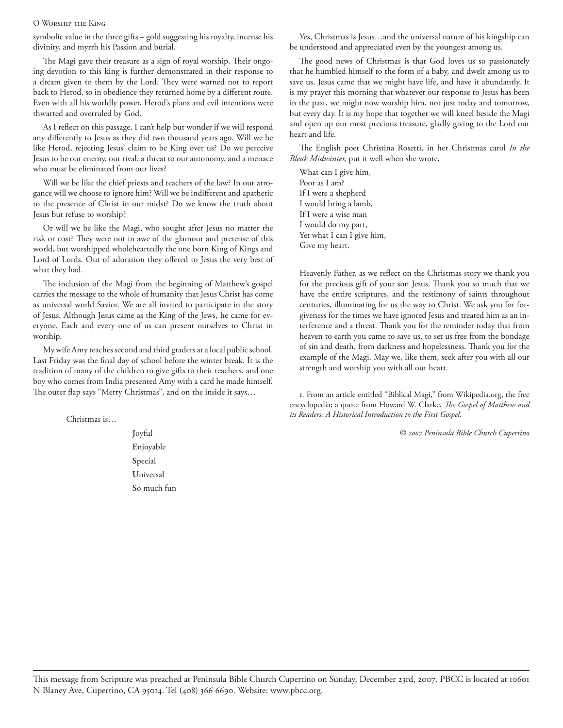symbolic value in the three gifts – gold suggesting his royalty, incense his divinity, and myrrh his Passion and burial.

The Magi gave their treasure as a sign of royal worship. Their ongoing devotion to this king is further demonstrated in their response to a dream given to them by the Lord. They were warned not to report back to Herod, so in obedience they returned home by a different route. Even with all his worldly power, Herod's plans and evil intentions were thwarted and overruled by God.

As I reflect on this passage, I can't help but wonder if we will respond any differently to Jesus as they did two thousand years ago. Will we be like Herod, rejecting Jesus' claim to be King over us? Do we perceive Jesus to be our enemy, our rival, a threat to our autonomy, and a menace who must be eliminated from our lives?

Will we be like the chief priests and teachers of the law? In our arrogance will we choose to ignore him? Will we be indifferent and apathetic to the presence of Christ in our midst? Do we know the truth about Jesus but refuse to worship?

Or will we be like the Magi, who sought after Jesus no matter the risk or cost? They were not in awe of the glamour and pretense of this world, but worshipped wholeheartedly the one born King of Kings and Lord of Lords. Out of adoration they offered to Jesus the very best of what they had.

The inclusion of the Magi from the beginning of Matthew's gospel carries the message to the whole of humanity that Jesus Christ has come as universal world Savior. We are all invited to participate in the story of Jesus. Although Jesus came as the King of the Jews, he came for everyone. Each and every one of us can present ourselves to Christ in worship.

My wife Amy teaches second and third graders at a local public school. Last Friday was the final day of school before the winter break. It is the tradition of many of the children to give gifts to their teachers, and one boy who comes from India presented Amy with a card he made himself. The outer flap says "Merry Christmas", and on the inside it says…

Christmas is…

**J**oyful
**E**njoyable
**S**pecial
**U**niversal
**S**o much fun

Yes, Christmas is Jesus…and the universal nature of his kingship can be understood and appreciated even by the youngest among us.

The good news of Christmas is that God loves us so passionately that he humbled himself to the form of a baby, and dwelt among us to save us. Jesus came that we might have life, and have it abundantly. It is my prayer this morning that whatever our response to Jesus has been in the past, we might now worship him, not just today and tomorrow, but every day. It is my hope that together we will kneel beside the Magi and open up our most precious treasure, gladly giving to the Lord our heart and life.

The English poet Christina Rosetti, in her Christmas carol *In the Bleak Midwinter,* put it well when she wrote,

What can I give him,
Poor as I am?
If I were a shepherd
I would bring a lamb,
If I were a wise man
I would do my part,
Yet what I can I give him,
Give my heart.

Heavenly Father, as we reflect on the Christmas story we thank you for the precious gift of your son Jesus. Thank you so much that we have the entire scriptures, and the testimony of saints throughout centuries, illuminating for us the way to Christ. We ask you for forgiveness for the times we have ignored Jesus and treated him as an interference and a threat. Thank you for the reminder today that from heaven to earth you came to save us, to set us free from the bondage of sin and death, from darkness and hopelessness. Thank you for the example of the Magi. May we, like them, seek after you with all our strength and worship you with all our heart.

1. From an article entitled "Biblical Magi," from Wikipedia.org, the free encyclopedia; a quote from Howard W. Clarke, *The Gospel of Matthew and its Readers: A Historical Introduction to the First Gospel.*

*© 2007 Peninsula Bible Church Cupertino*

This message from Scripture was preached at Peninsula Bible Church Cupertino on Sunday, December 23rd, 2007. PBCC is located at 10601 N Blaney Ave, Cupertino, CA 95014. Tel (408) 366 6690. Website: www.pbcc.org.